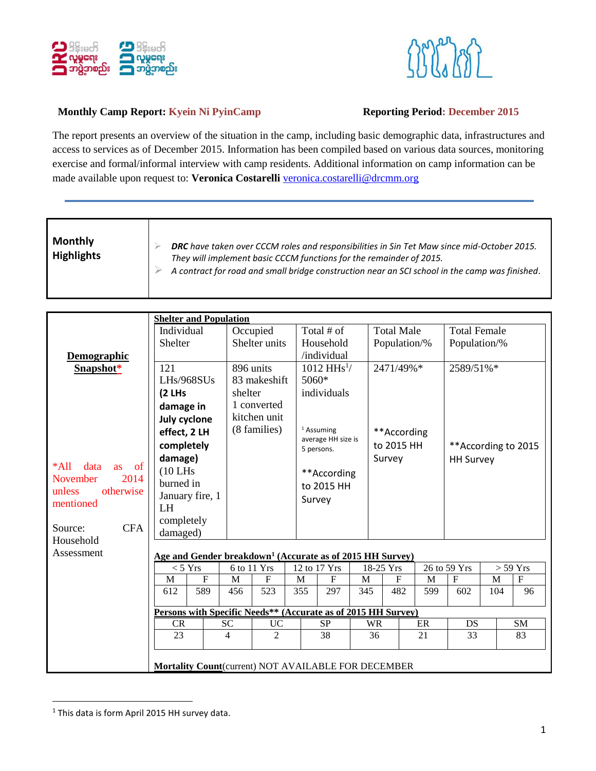**Monthly Camp Report: Kyein Ni PyinCamp** **Reporting Period: December 2015**

The report presents an overview of the situation in the camp, including basic demographic data, infrastructures and access to services as of December 2015. Information has been compiled based on various data sources, monitoring exercise and formal/informal interview with camp residents. Additional information on camp information can be made available upon request to: **Veronica Costarelli** veronica.costarelli@drcmm.org

---

| **Monthly Highlights** | |
|---|---|
| | ➢ *DRC have taken over CCCM roles and responsibilities in Sin Tet Maw since mid-October 2015. They will implement basic CCCM functions for the remainder of 2015.* <br> ➢ *A contract for road and small bridge construction near an SCI school in the camp was finished.* |

**Demographic Snapshot***

*All data as of November 2014 unless otherwise mentioned

Source: CFA Household Assessment

**Shelter and Population**

| Individual Shelter | Occupied Shelter units | Total # of Household /individual | Total Male Population/% | Total Female Population/% |
|---|---|---|---|---|
| 121 LHs/968SUs **(2 LHs damage in July cyclone effect, 2 LH completely damage)** (10 LHs burned in January fire, 1 LH completely damaged) | 896 units 83 makeshift shelter 1 converted kitchen unit (8 families) | 1012 HHs[1]/ 5060* individuals <br> [1] Assuming average HH size is 5 persons. <br> **According to 2015 HH Survey | 2471/49%* <br> **According to 2015 HH Survey | 2589/51%* <br> **According to 2015 HH Survey |

**Age and Gender breakdown[1] (Accurate as of 2015 HH Survey)**

| < 5 Yrs | | 6 to 11 Yrs | | 12 to 17 Yrs | | 18-25 Yrs | | 26 to 59 Yrs | | > 59 Yrs | |
|---|---|---|---|---|---|---|---|---|---|---|---|
| M | F | M | F | M | F | M | F | M | F | M | F |
| 612 | 589 | 456 | 523 | 355 | 297 | 345 | 482 | 599 | 602 | 104 | 96 |

**Persons with Specific Needs** (Accurate as of 2015 HH Survey)**

| CR | SC | UC | SP | WR | ER | DS | SM |
|---|---|---|---|---|---|---|---|
| 23 | 4 | 2 | 38 | 36 | 21 | 33 | 83 |

**Mortality Count**(current) NOT AVAILABLE FOR DECEMBER

---

[1] This data is form April 2015 HH survey data.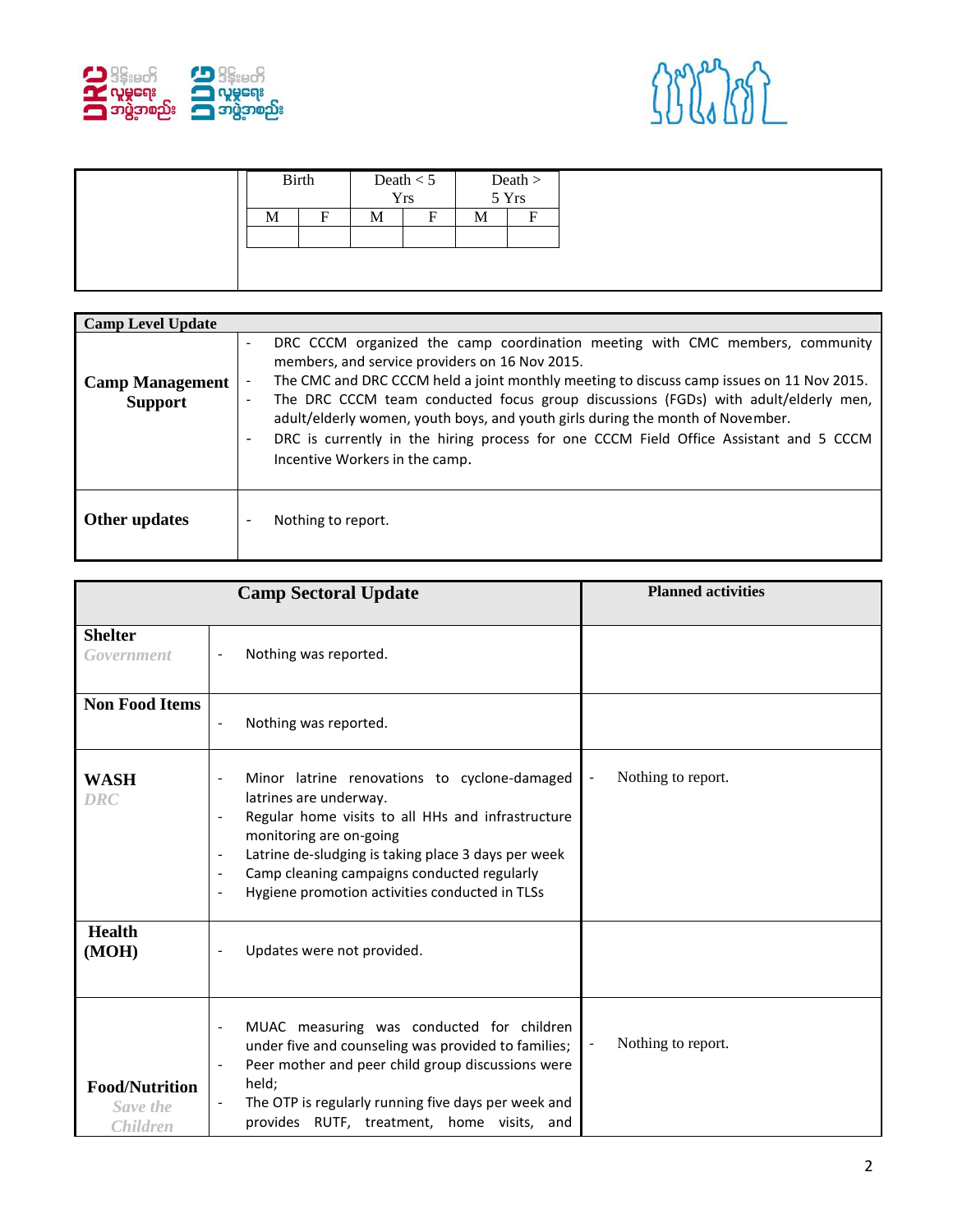| | Birth | | Death < 5 Yrs | | Death > 5 Yrs | |
|---|---|---|---|---|---|---|
| | M | F | M | F | M | F |
| | | | | | | |

| **Camp Level Update** | |
|---|---|
| **Camp Management Support** | - DRC CCCM organized the camp coordination meeting with CMC members, community members, and service providers on 16 Nov 2015.<br>- The CMC and DRC CCCM held a joint monthly meeting to discuss camp issues on 11 Nov 2015.<br>- The DRC CCCM team conducted focus group discussions (FGDs) with adult/elderly men, adult/elderly women, youth boys, and youth girls during the month of November.<br>- DRC is currently in the hiring process for one CCCM Field Office Assistant and 5 CCCM Incentive Workers in the camp. |
| **Other updates** | - Nothing to report. |

| **Camp Sectoral Update** | | **Planned activities** |
|---|---|---|
| **Shelter** *Government* | - Nothing was reported. | |
| **Non Food Items** | - Nothing was reported. | |
| **WASH** *DRC* | - Minor latrine renovations to cyclone-damaged latrines are underway.<br>- Regular home visits to all HHs and infrastructure monitoring are on-going<br>- Latrine de-sludging is taking place 3 days per week<br>- Camp cleaning campaigns conducted regularly<br>- Hygiene promotion activities conducted in TLSs | - Nothing to report. |
| **Health (MOH)** | - Updates were not provided. | |
| **Food/Nutrition** *Save the Children* | - MUAC measuring was conducted for children under five and counseling was provided to families;<br>- Peer mother and peer child group discussions were held;<br>- The OTP is regularly running five days per week and provides RUTF, treatment, home visits, and | - Nothing to report. |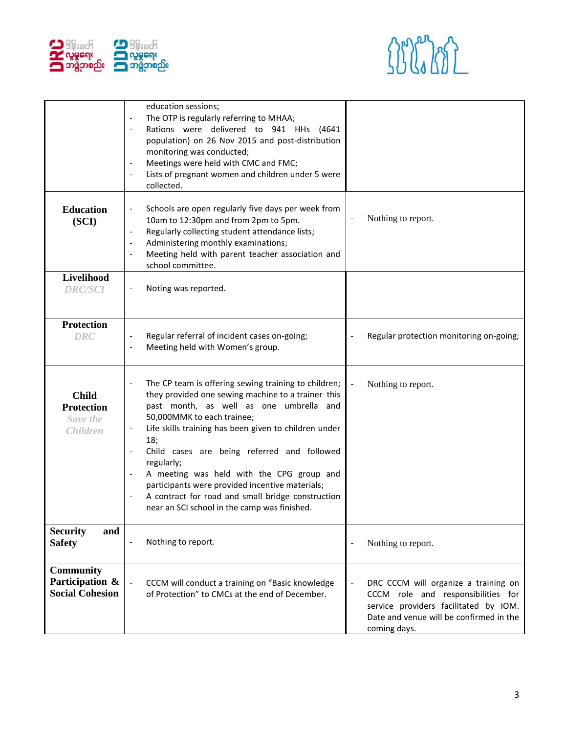| | | |
|---|---|---|
| | education sessions;<br>- The OTP is regularly referring to MHAA;<br>- Rations were delivered to 941 HHs (4641 population) on 26 Nov 2015 and post-distribution monitoring was conducted;<br>- Meetings were held with CMC and FMC;<br>- Lists of pregnant women and children under 5 were collected. | |
| **Education (SCI)** | - Schools are open regularly five days per week from 10am to 12:30pm and from 2pm to 5pm.<br>- Regularly collecting student attendance lists;<br>- Administering monthly examinations;<br>- Meeting held with parent teacher association and school committee. | - Nothing to report. |
| **Livelihood** *DRC/SCI* | - Noting was reported. | |
| **Protection** *DRC* | - Regular referral of incident cases on-going;<br>- Meeting held with Women's group. | - Regular protection monitoring on-going; |
| **Child Protection** *Save the Children* | - The CP team is offering sewing training to children; they provided one sewing machine to a trainer this past month, as well as one umbrella and 50,000MMK to each trainee;<br>- Life skills training has been given to children under 18;<br>- Child cases are being referred and followed regularly;<br>- A meeting was held with the CPG group and participants were provided incentive materials;<br>- A contract for road and small bridge construction near an SCI school in the camp was finished. | - Nothing to report. |
| **Security and Safety** | - Nothing to report. | - Nothing to report. |
| **Community Participation & Social Cohesion** | - CCCM will conduct a training on "Basic knowledge of Protection" to CMCs at the end of December. | - DRC CCCM will organize a training on CCCM role and responsibilities for service providers facilitated by IOM. Date and venue will be confirmed in the coming days. |